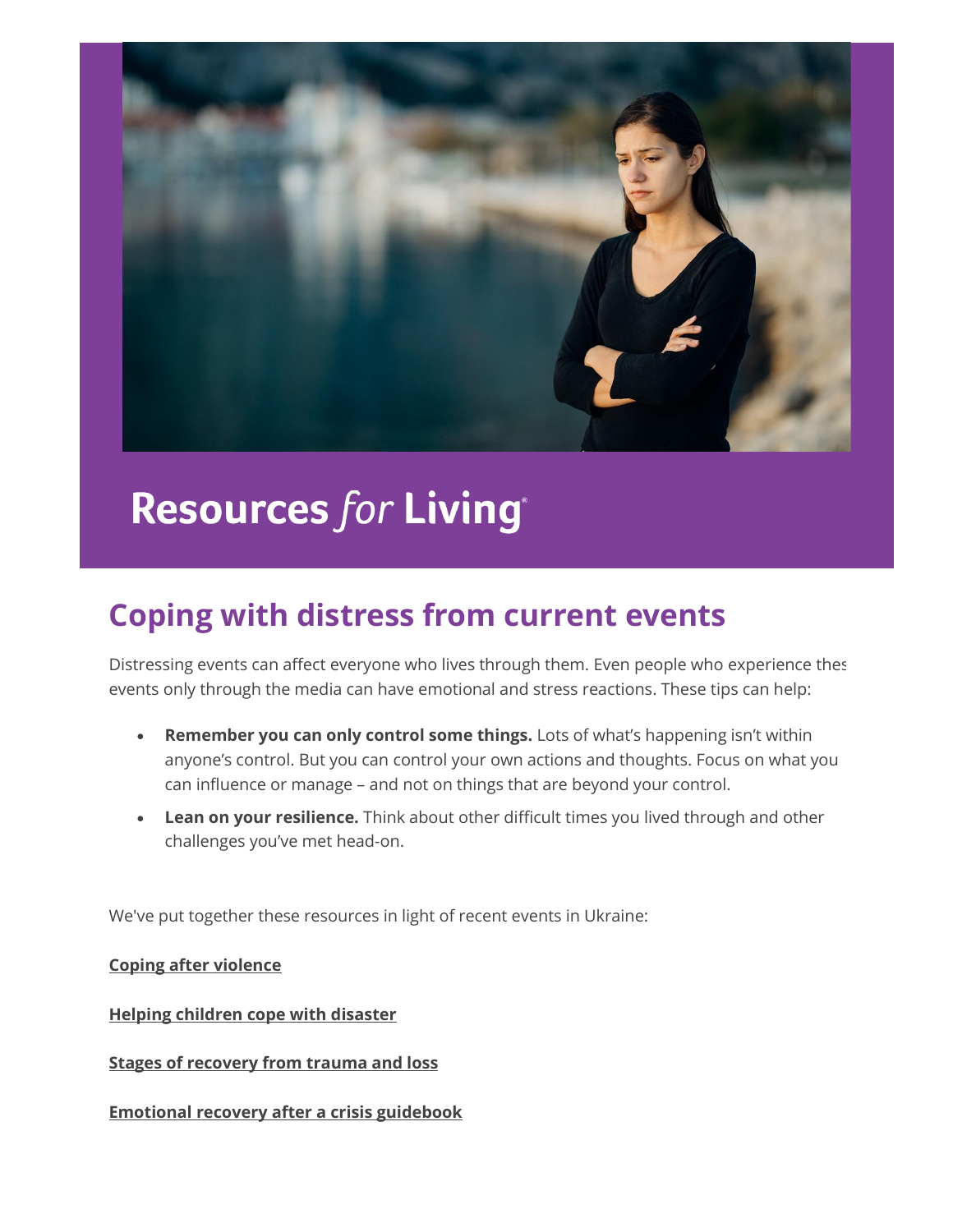Resources *for* Living®

# Coping with distress from current events

Distressing events can affect everyone who lives through them. Even people who experience thes events only through the media can have emotional and stress reactions. These tips can help:

- **Remember you can only control some things.** Lots of what's happening isn't within anyone's control. But you can control your own actions and thoughts. Focus on what you can influence or manage – and not on things that are beyond your control.
- **Lean on your resilience.** Think about other difficult times you lived through and other challenges you've met head-on.

We've put together these resources in light of recent events in Ukraine:

**Coping after violence**

**Helping children cope with disaster**

**Stages of recovery from trauma and loss**

**Emotional recovery after a crisis guidebook**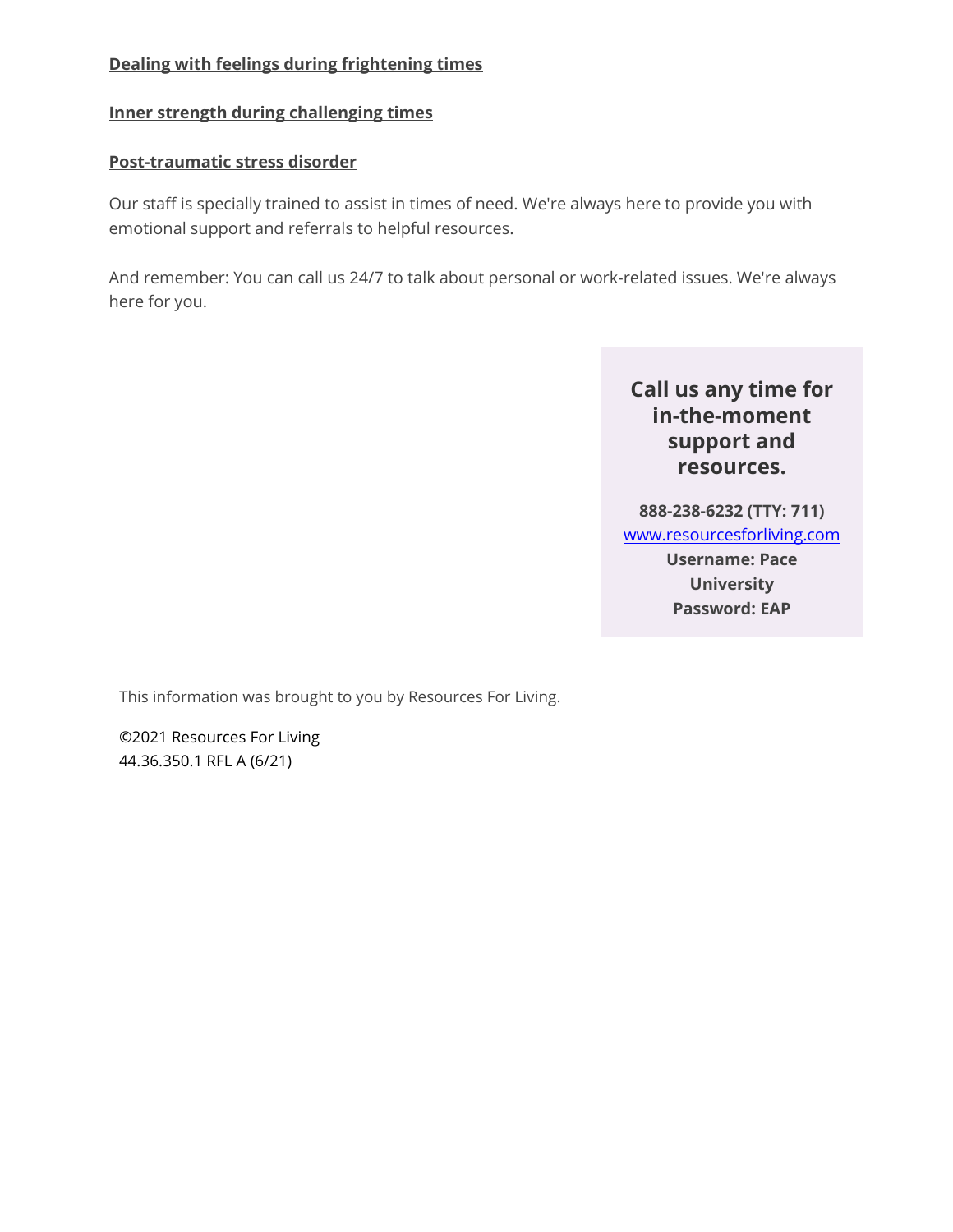**[Dealing with feelings during frightening times](#)**

**[Inner strength during challenging times](#)**

**[Post-traumatic stress disorder](#)**

Our staff is specially trained to assist in times of need. We're always here to provide you with emotional support and referrals to helpful resources.

And remember: You can call us 24/7 to talk about personal or work-related issues. We're always here for you.

### Call us any time for in-the-moment support and resources.

**888-238-6232 (TTY: 711)**
[www.resourcesforliving.com](http://www.resourcesforliving.com)
**Username: Pace University**
**Password: EAP**

This information was brought to you by Resources For Living.

©2021 Resources For Living
44.36.350.1 RFL A (6/21)